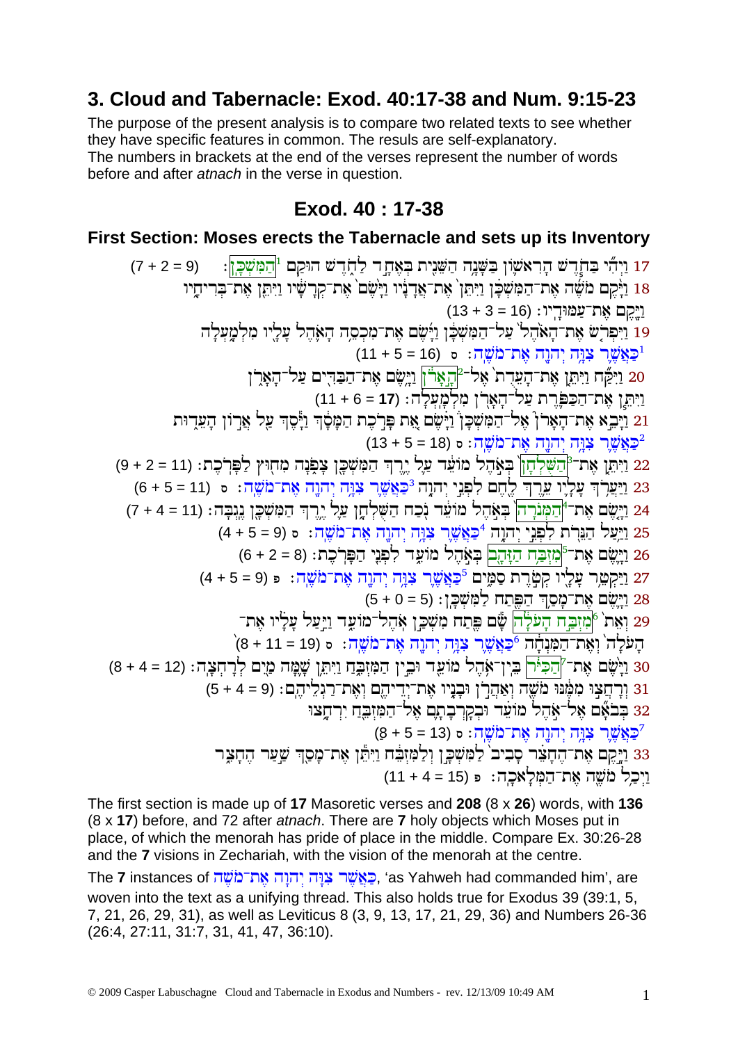## 3. Cloud and Tabernacle: Exod. 40:17-38 and Num. 9:15-23

The purpose of the present analysis is to compare two related texts to see whether they have specific features in common. The results are self-explanatory.
The numbers in brackets at the end of the verses represent the number of words before and after *atnach* in the verse in question.

## Exod. 40 : 17-38

### First Section: Moses erects the Tabernacle and sets up its Inventory

17 וַיְהִ֞י בַּחֹ֧דֶשׁ הָרִאשׁ֛וֹן בַּשָּׁנָ֥ה הַשֵּׁנִ֖ית בְּאֶחָ֣ד לַחֹ֑דֶשׁ הוּקַ֖ם [1]הַמִּשְׁכָּֽן׃ (7 + 2 = 9)

18 וַיָּ֨קֶם מֹשֶׁ֜ה אֶת־הַמִּשְׁכָּ֗ן וַיִּתֵּן֙ אֶת־אֲדָנָ֔יו וַיָּ֨שֶׂם֙ אֶת־קְרָשָׁ֔יו וַיִּתֵּ֖ן אֶת־בְּרִיחָ֑יו וַיָּ֖קֶם אֶת־עַמּוּדָֽיו׃ (13 + 3 = 16)

19 וַיִּפְרֹ֤שׂ אֶת־הָאֹ֙הֶל֙ עַל־הַמִּשְׁכָּ֔ן וַיָּ֜שֶׂם אֶת־מִכְסֵ֥ה הָאֹ֛הֶל עָלָ֖יו מִלְמָ֑עְלָה [1]כַּאֲשֶׁ֛ר צִוָּ֥ה יְהוָ֖ה אֶת־מֹשֶֽׁה׃ ס (11 + 5 = 16)

20 וַיִּקַּ֞ח וַיִּתֵּ֤ן אֶת־הָֽעֵדֻת֙ אֶל־[2]הָ֣אָרֹ֔ן וַיָּ֥שֶׂם אֶת־הַבַּדִּ֖ים עַל־הָאָרֹ֑ן וַיִּתֵּ֧ן אֶת־הַכַּפֹּ֛רֶת עַל־הָאָרֹ֖ן מִלְמָֽעְלָה׃ (11 + 6 = **17**)

21 וַיָּבֵ֣א אֶת־הָאָרֹן֮ אֶל־הַמִּשְׁכָּן֒ וַיָּ֗שֶׂם אֵ֚ת פָּרֹ֣כֶת הַמָּסָ֔ךְ וַיָּ֕סֶךְ עַ֖ל אֲר֣וֹן הָעֵד֑וּת [2]כַּאֲשֶׁ֛ר צִוָּ֥ה יְהוָ֖ה אֶת־מֹשֶֽׁה׃ ס (13 + 5 = 18)

22 וַיִּתֵּ֤ן אֶת־[3]הַשֻּׁלְחָן֙ בְּאֹ֣הֶל מוֹעֵ֔ד עַ֛ל יֶ֥רֶךְ הַמִּשְׁכָּ֖ן צָפֹ֑נָה מִח֖וּץ לַפָּרֹֽכֶת׃ (9 + 2 = 11)

23 וַיַּעֲרֹ֥ךְ עָלָ֛יו עֵ֥רֶךְ לֶ֖חֶם לִפְנֵ֣י יְהוָ֑ה [3]כַּאֲשֶׁ֛ר צִוָּ֥ה יְהוָ֖ה אֶת־מֹשֶֽׁה׃ ס (11 = 5 + 6)

24 וַיָּ֤שֶׂם אֶת־[4]הַמְּנֹרָה֙ בְּאֹ֣הֶל מוֹעֵ֔ד נֹ֖כַח הַשֻּׁלְחָ֑ן עַ֛ל יֶ֥רֶךְ הַמִּשְׁכָּ֖ן נֶֽגְבָּה׃ (7 + 4 = 11)

25 וַיַּ֥עַל הַנֵּרֹ֖ת לִפְנֵ֣י יְהוָ֑ה [4]כַּאֲשֶׁ֛ר צִוָּ֥ה יְהוָ֖ה אֶת־מֹשֶֽׁה׃ ס (4 + 5 = 9)

26 וַיָּ֛שֶׂם אֶת־[5]מִזְבַּ֥ח הַזָּהָ֖ב בְּאֹ֣הֶל מוֹעֵ֑ד לִפְנֵ֖י הַפָּרֹֽכֶת׃ (6 + 2 = 8)

27 וַיַּקְטֵ֥ר עָלָ֖יו קְטֹ֣רֶת סַמִּ֑ים [5]כַּאֲשֶׁ֛ר צִוָּ֥ה יְהוָ֖ה אֶת־מֹשֶֽׁה׃ פ (4 + 5 = 9)

28 וַיָּ֛שֶׂם אֶת־מָסַ֥ךְ הַפֶּ֖תַח לַמִּשְׁכָּֽן׃ (5 + 0 = 5)

29 וְאֵת֙ [6]מִזְבַּ֣ח הָעֹלָ֔ה שָׂ֕ם פֶּ֖תַח מִשְׁכַּ֣ן אֹֽהֶל־מוֹעֵ֑ד וַיַּ֣עַל עָלָ֗יו אֶת־הָעֹלָה֙ וְאֶת־הַמִּנְחָ֔ה [6]כַּאֲשֶׁ֛ר צִוָּ֥ה יְהוָ֖ה אֶת־מֹשֶֽׁה׃ ס (8 + 11 = 19)

30 וַיָּ֨שֶׂם֙ אֶת־[7]הַכִּיֹּ֔ר בֵּֽין־אֹ֥הֶל מוֹעֵ֖ד וּבֵ֣ין הַמִּזְבֵּ֑חַ וַיִּתֵּ֥ן שָׁ֛מָּה מַ֖יִם לְרָחְצָֽה׃ (8 + 4 = 12)

31 וְרָחֲצ֣וּ מִמֶּ֔נּוּ מֹשֶׁ֖ה וְאַהֲרֹ֣ן וּבָנָ֑יו אֶת־יְדֵיהֶ֖ם וְאֶת־רַגְלֵיהֶֽם׃ (5 + 4 = 9)

32 בְּבֹאָ֞ם אֶל־אֹ֣הֶל מוֹעֵ֗ד וּבְקָרְבָתָ֛ם אֶל־הַמִּזְבֵּ֖חַ יִרְחָ֑צוּ [7]כַּאֲשֶׁ֛ר צִוָּ֥ה יְהוָ֖ה אֶת־מֹשֶֽׁה׃ ס (8 + 5 = 13)

33 וַיָּ֣קֶם אֶת־הֶחָצֵ֗ר סָבִיב֙ לַמִּשְׁכָּ֣ן וְלַמִּזְבֵּ֔חַ וַיִּתֵּ֕ן אֶת־מָסַ֖ךְ שַׁ֣עַר הֶחָצֵ֑ר וַיְכַ֥ל מֹשֶׁ֖ה אֶת־הַמְּלָאכָֽה׃ פ (11 + 4 = 15)

The first section is made up of **17** Masoretic verses and **208** (8 x **26**) words, with **136** (8 x **17**) before, and 72 after *atnach*. There are **7** holy objects which Moses put in place, of which the menorah has pride of place in the middle. Compare Ex. 30:26-28 and the **7** visions in Zechariah, with the vision of the menorah at the centre.

The **7** instances of כַּאֲשֶׁר צִוָּה יְהוָה אֶת־מֹשֶׁה, 'as Yahweh had commanded him', are woven into the text as a unifying thread. This also holds true for Exodus 39 (39:1, 5, 7, 21, 26, 29, 31), as well as Leviticus 8 (3, 9, 13, 17, 21, 29, 36) and Numbers 26-36 (26:4, 27:11, 31:7, 31, 41, 47, 36:10).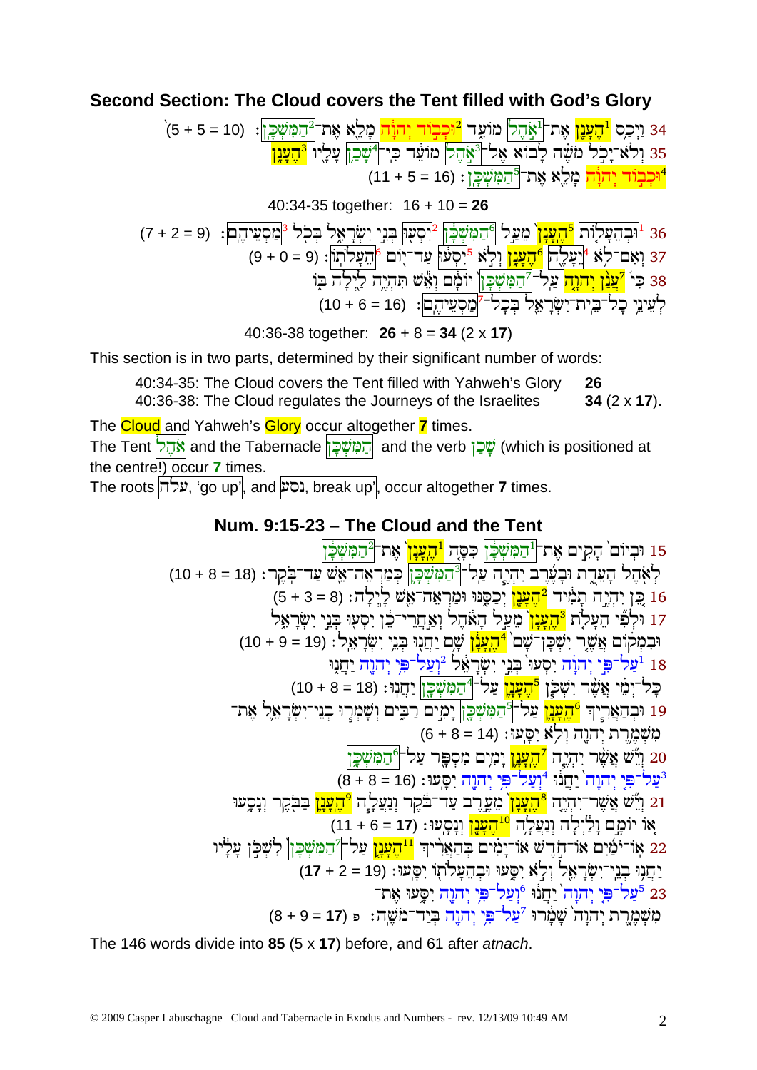## Second Section: The Cloud covers the Tent filled with God's Glory

34 וַיְכַס הֶעָנָן אֶת־אֹהֶל מוֹעֵד וּכְבוֹד יְהוָה מָלֵא אֶת־הַמִּשְׁכָּן׃ (5 + 5 = 10)
35 וְלֹא־יָכֹל מֹשֶׁה לָבוֹא אֶל־אֹהֶל מוֹעֵד כִּי־שָׁכַן עָלָיו הֶעָנָן וּכְבוֹד יְהוָה מָלֵא אֶת־הַמִּשְׁכָּן׃ (11 + 5 = 16)

40:34-35 together: 16 + 10 = **26**

36 וּבְהֵעָלוֹת הֶעָנָן מֵעַל הַמִּשְׁכָּן יִסְעוּ בְּנֵי יִשְׂרָאֵל בְּכֹל מַסְעֵיהֶם׃ (7 + 2 = 9)
37 וְאִם־לֹא יֵעָלֶה הֶעָנָן וְלֹא יִסְעוּ עַד־יוֹם הֵעָלֹתוֹ׃ (9 + 0 = 9)
38 כִּי עֲנַן יְהוָה עַל־הַמִּשְׁכָּן יוֹמָם וְאֵשׁ תִּהְיֶה לַיְלָה בּוֹ לְעֵינֵי כָל־בֵּית־יִשְׂרָאֵל בְּכָל־מַסְעֵיהֶם׃ (10 + 6 = 16)

40:36-38 together: **26** + 8 = **34** (2 x **17**)

This section is in two parts, determined by their significant number of words:

| | |
|---|---|
| 40:34-35: The Cloud covers the Tent filled with Yahweh's Glory | **26** |
| 40:36-38: The Cloud regulates the Journeys of the Israelites | **34** (2 x **17**). |

The Cloud and Yahweh's Glory occur altogether **7** times.
The Tent אֹהֶל and the Tabernacle הַמִּשְׁכָּן and the verb שָׁכַן (which is positioned at the centre!) occur **7** times.
The roots עלה, 'go up', and נסע, break up', occur altogether **7** times.

## Num. 9:15-23 – The Cloud and the Tent

15 וּבְיוֹם הָקִים אֶת־הַמִּשְׁכָּן כִּסָּה הֶעָנָן אֶת־הַמִּשְׁכָּן לְאֹהֶל הָעֵדֻת וּבָעֶרֶב יִהְיֶה עַל־הַמִּשְׁכָּן כְּמַרְאֵה־אֵשׁ עַד־בֹּקֶר׃ (10 + 8 = 18)
16 כֵּן יִהְיֶה תָמִיד הֶעָנָן יְכַסֶּנּוּ וּמַרְאֵה־אֵשׁ לָיְלָה׃ (5 + 3 = 8)
17 וּלְפִי הֵעָלֹת הֶעָנָן מֵעַל הָאֹהֶל וְאַחֲרֵי־כֵן יִסְעוּ בְּנֵי יִשְׂרָאֵל וּבִמְקוֹם אֲשֶׁר יִשְׁכָּן־שָׁם הֶעָנָן שָׁם יַחֲנוּ בְּנֵי יִשְׂרָאֵל׃ (10 + 9 = 19)
18 עַל־פִּי יְהוָה יִסְעוּ בְּנֵי יִשְׂרָאֵל וְעַל־פִּי יְהוָה יַחֲנוּ כָּל־יְמֵי אֲשֶׁר יִשְׁכֹּן הֶעָנָן עַל־הַמִּשְׁכָּן יַחֲנוּ׃ (10 + 8 = 18)
19 וּבְהַאֲרִיךְ הֶעָנָן עַל־הַמִּשְׁכָּן יָמִים רַבִּים וְשָׁמְרוּ בְנֵי־יִשְׂרָאֵל אֶת־מִשְׁמֶרֶת יְהוָה וְלֹא יִסָּעוּ׃ (6 + 8 = 14)
20 וְיֵשׁ אֲשֶׁר יִהְיֶה הֶעָנָן יָמִים מִסְפָּר עַל־הַמִּשְׁכָּן עַל־פִּי יְהוָה יַחֲנוּ וְעַל־פִּי יְהוָה יִסָּעוּ׃ (8 + 8 = 16)
21 וְיֵשׁ אֲשֶׁר־יִהְיֶה הֶעָנָן מֵעֶרֶב עַד־בֹּקֶר וְנַעֲלָה הֶעָנָן בַּבֹּקֶר וְנָסָעוּ אוֹ יוֹמָם וָלַיְלָה וְנַעֲלָה הֶעָנָן וְנָסָעוּ׃ (11 + 6 = **17**)
22 אוֹ־יֹמַיִם אוֹ־חֹדֶשׁ אוֹ־יָמִים בְּהַאֲרִיךְ הֶעָנָן עַל־הַמִּשְׁכָּן לִשְׁכֹּן עָלָיו יַחֲנוּ בְנֵי־יִשְׂרָאֵל וְלֹא יִסָּעוּ וּבְהֵעָלֹתוֹ יִסָּעוּ׃ (**17** + 2 = 19)
23 עַל־פִּי יְהוָה יַחֲנוּ וְעַל־פִּי יְהוָה יִסָּעוּ אֶת־מִשְׁמֶרֶת יְהוָה שָׁמָרוּ עַל־פִּי יְהוָה בְּיַד־מֹשֶׁה׃ פ (8 + 9 = **17**)

The 146 words divide into **85** (5 x **17**) before, and 61 after *atnach*.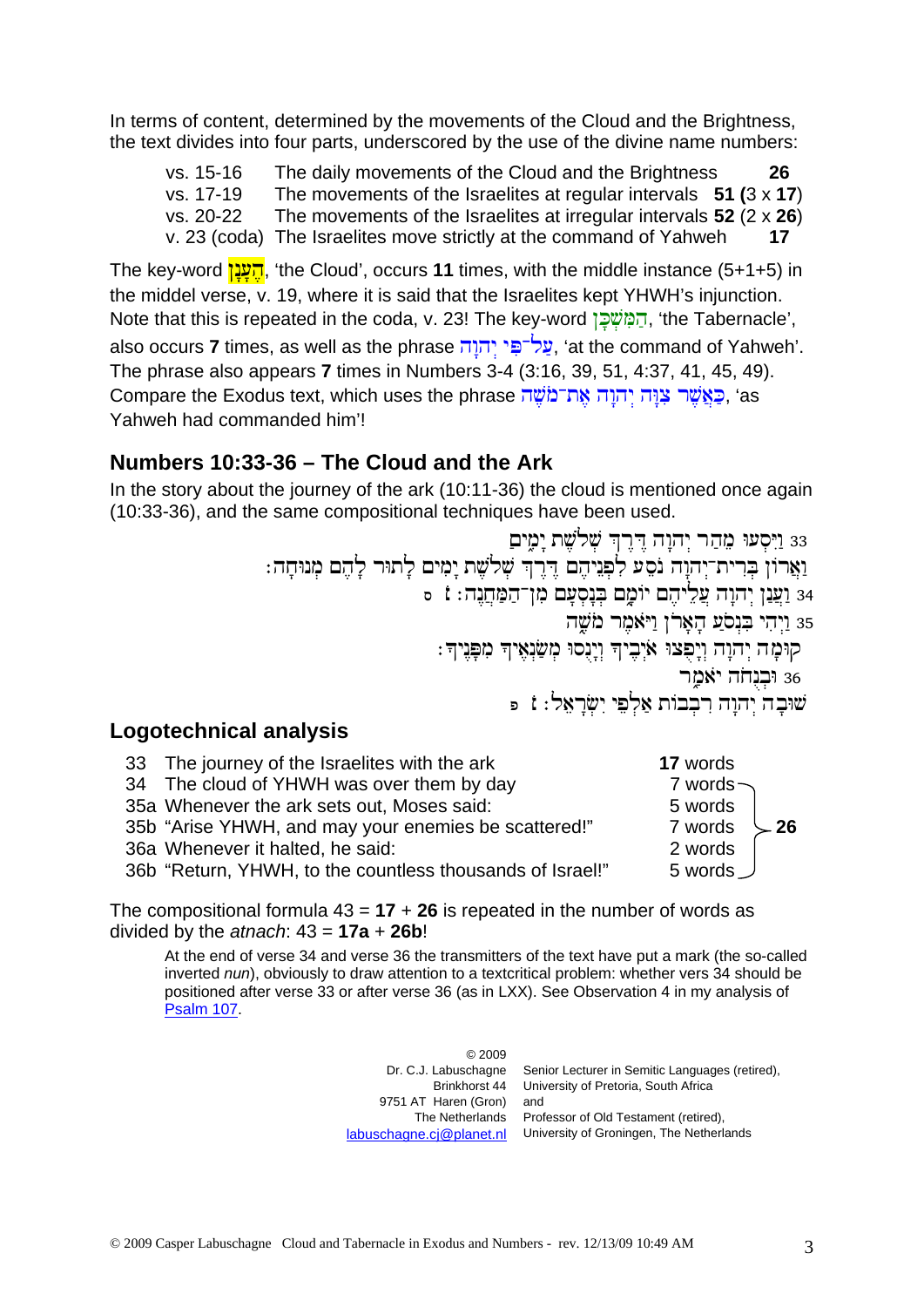In terms of content, determined by the movements of the Cloud and the Brightness, the text divides into four parts, underscored by the use of the divine name numbers:

| | | |
|---|---|---|
| vs. 15-16 | The daily movements of the Cloud and the Brightness | **26** |
| vs. 17-19 | The movements of the Israelites at regular intervals | **51 (**3 x **17)** |
| vs. 20-22 | The movements of the Israelites at irregular intervals | **52** (2 x **26**) |
| v. 23 (coda) | The Israelites move strictly at the command of Yahweh | **17** |

The key-word הֶעָנָן, 'the Cloud', occurs **11** times, with the middle instance (5+1+5) in the middel verse, v. 19, where it is said that the Israelites kept YHWH's injunction. Note that this is repeated in the coda, v. 23! The key-word הַמִּשְׁכָּן, 'the Tabernacle', also occurs **7** times, as well as the phrase עַל־פִּי יְהוָה, 'at the command of Yahweh'. The phrase also appears **7** times in Numbers 3-4 (3:16, 39, 51, 4:37, 41, 45, 49). Compare the Exodus text, which uses the phrase כַּאֲשֶׁר צִוָּה יְהוָה אֶת־מֹשֶׁה, 'as Yahweh had commanded him'!

## Numbers 10:33-36 – The Cloud and the Ark

In the story about the journey of the ark (10:11-36) the cloud is mentioned once again (10:33-36), and the same compositional techniques have been used.

33 וַיִּסְעוּ מֵהַר יְהוָה דֶּרֶךְ שְׁלֹשֶׁת יָמִים
וַאֲרוֹן בְּרִית־יְהוָה נֹסֵעַ לִפְנֵיהֶם דֶּרֶךְ שְׁלֹשֶׁת יָמִים לָתוּר לָהֶם מְנוּחָה׃
34 וַעֲנַן יְהוָה עֲלֵיהֶם יוֹמָם בְּנָסְעָם מִן־הַמַּחֲנֶה׃ ׆ ס
35 וַיְהִי בִּנְסֹעַ הָאָרֹן וַיֹּאמֶר מֹשֶׁה
קוּמָה יְהוָה וְיָפֻצוּ אֹיְבֶיךָ וְיָנֻסוּ מְשַׂנְאֶיךָ מִפָּנֶיךָ׃
36 וּבְנֻחֹה יֹאמַר
שׁוּבָה יְהוָה רִבְבוֹת אַלְפֵי יִשְׂרָאֵל׃ ׆ פ

## Logotechnical analysis

| | | | |
|---|---|---|---|
| 33 | The journey of the Israelites with the ark | **17** words | |
| 34 | The cloud of YHWH was over them by day | 7 words | **26** |
| 35a | Whenever the ark sets out, Moses said: | 5 words | |
| 35b | "Arise YHWH, and may your enemies be scattered!" | 7 words | |
| 36a | Whenever it halted, he said: | 2 words | |
| 36b | "Return, YHWH, to the countless thousands of Israel!" | 5 words | |

The compositional formula 43 = **17** + **26** is repeated in the number of words as divided by the *atnach*: 43 = **17a** + **26b**!

At the end of verse 34 and verse 36 the transmitters of the text have put a mark (the so-called inverted *nun*), obviously to draw attention to a textcritical problem: whether vers 34 should be positioned after verse 33 or after verse 36 (as in LXX). See Observation 4 in my analysis of Psalm 107.

© 2009
Dr. C.J. Labuschagne
Brinkhorst 44
9751 AT Haren (Gron)
The Netherlands
labuschagne.cj@planet.nl

Senior Lecturer in Semitic Languages (retired),
University of Pretoria, South Africa
and
Professor of Old Testament (retired),
University of Groningen, The Netherlands